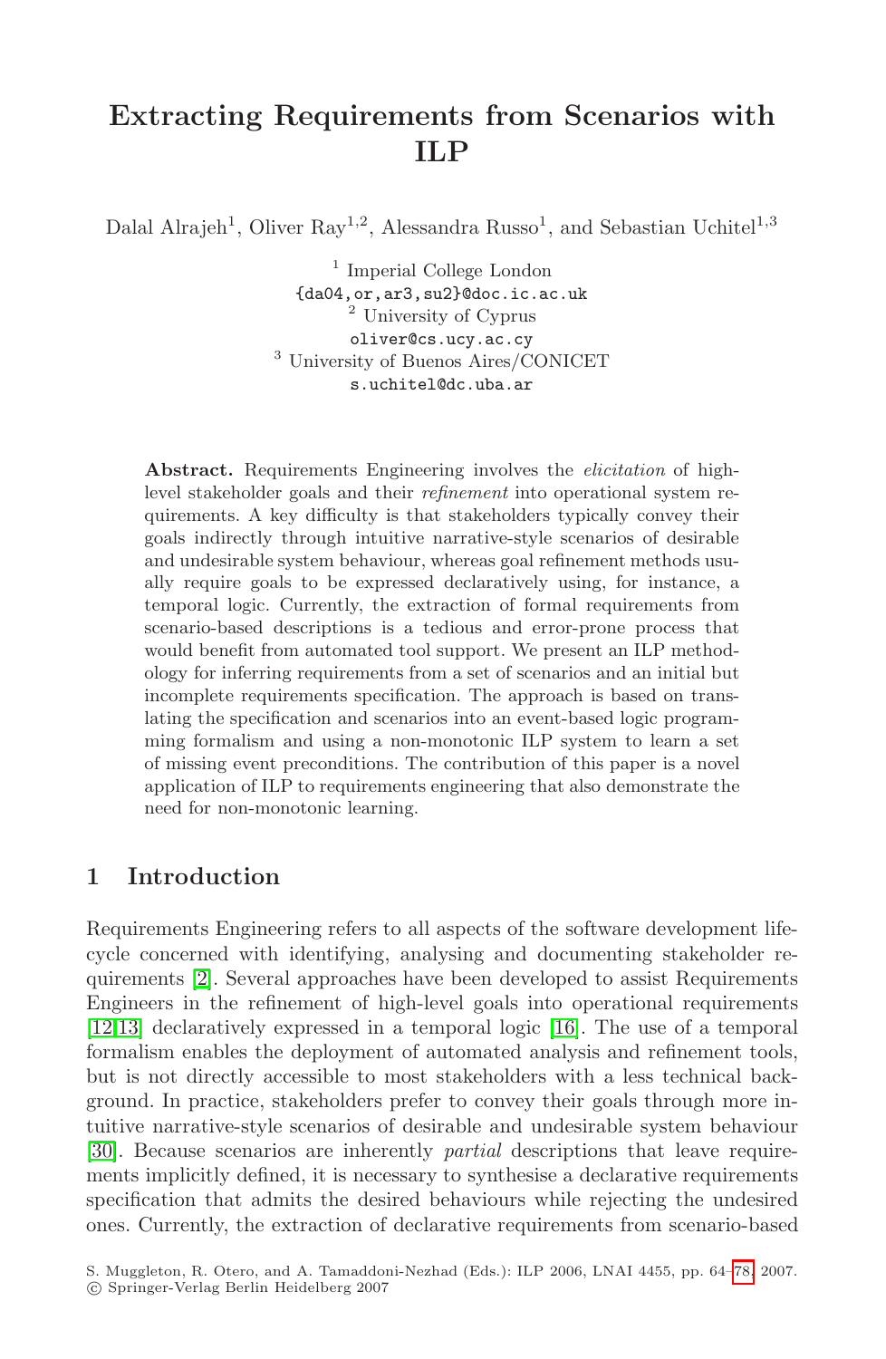# Extracting Requirements from Scenarios with ILP

Dalal Alrajeh[1], Oliver Ray[1,2], Alessandra Russo[1], and Sebastian Uchitel[1,3]

[1] Imperial College London
{da04,or,ar3,su2}@doc.ic.ac.uk
[2] University of Cyprus
oliver@cs.ucy.ac.cy
[3] University of Buenos Aires/CONICET
s.uchitel@dc.uba.ar

**Abstract.** Requirements Engineering involves the *elicitation* of high-level stakeholder goals and their *refinement* into operational system requirements. A key difficulty is that stakeholders typically convey their goals indirectly through intuitive narrative-style scenarios of desirable and undesirable system behaviour, whereas goal refinement methods usually require goals to be expressed declaratively using, for instance, a temporal logic. Currently, the extraction of formal requirements from scenario-based descriptions is a tedious and error-prone process that would benefit from automated tool support. We present an ILP methodology for inferring requirements from a set of scenarios and an initial but incomplete requirements specification. The approach is based on translating the specification and scenarios into an event-based logic programming formalism and using a non-monotonic ILP system to learn a set of missing event preconditions. The contribution of this paper is a novel application of ILP to requirements engineering that also demonstrate the need for non-monotonic learning.

## 1 Introduction

Requirements Engineering refers to all aspects of the software development lifecycle concerned with identifying, analysing and documenting stakeholder requirements [2]. Several approaches have been developed to assist Requirements Engineers in the refinement of high-level goals into operational requirements [12,13] declaratively expressed in a temporal logic [16]. The use of a temporal formalism enables the deployment of automated analysis and refinement tools, but is not directly accessible to most stakeholders with a less technical background. In practice, stakeholders prefer to convey their goals through more intuitive narrative-style scenarios of desirable and undesirable system behaviour [30]. Because scenarios are inherently *partial* descriptions that leave requirements implicitly defined, it is necessary to synthesise a declarative requirements specification that admits the desired behaviours while rejecting the undesired ones. Currently, the extraction of declarative requirements from scenario-based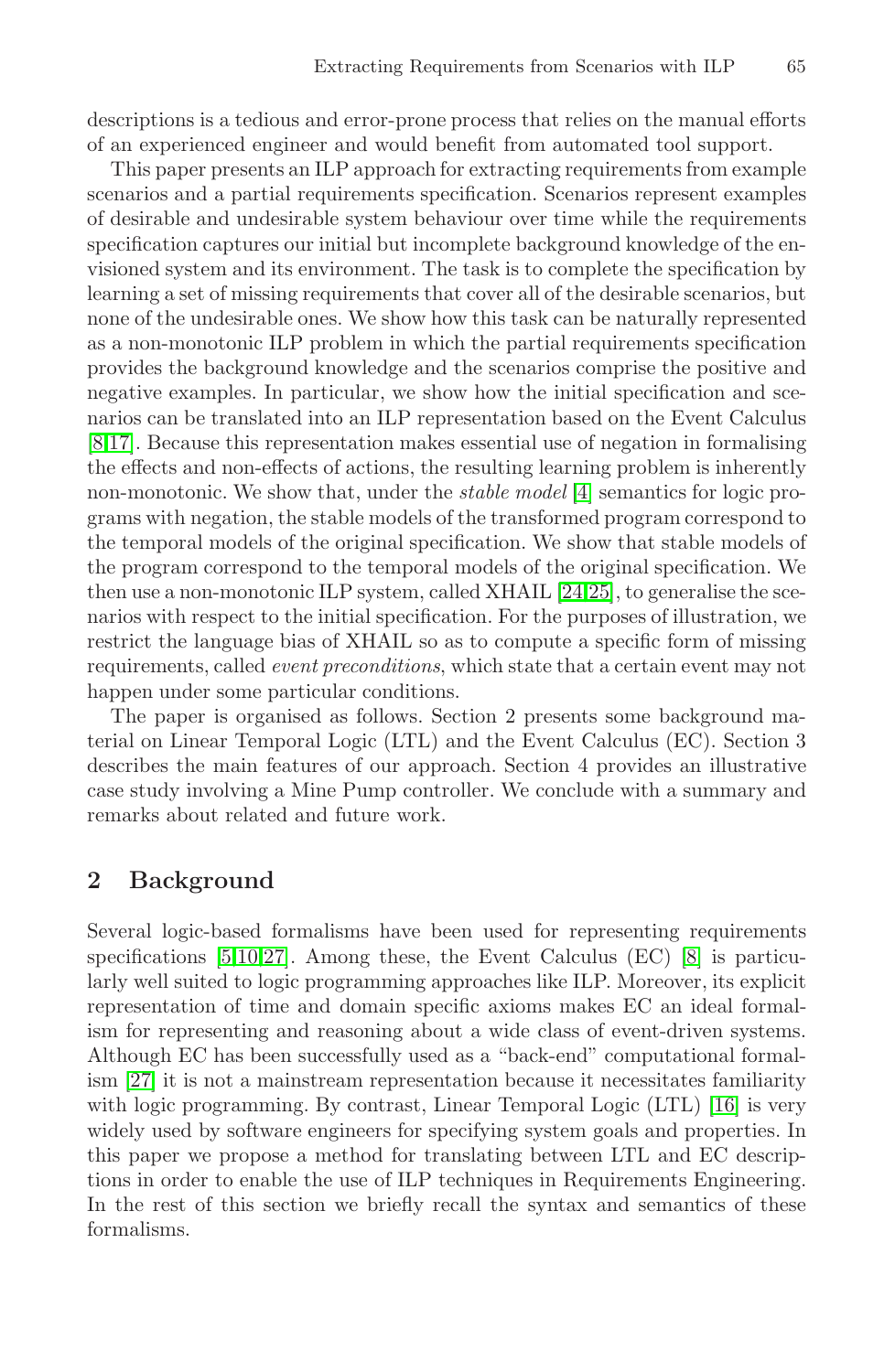descriptions is a tedious and error-prone process that relies on the manual efforts of an experienced engineer and would benefit from automated tool support.

This paper presents an ILP approach for extracting requirements from example scenarios and a partial requirements specification. Scenarios represent examples of desirable and undesirable system behaviour over time while the requirements specification captures our initial but incomplete background knowledge of the envisioned system and its environment. The task is to complete the specification by learning a set of missing requirements that cover all of the desirable scenarios, but none of the undesirable ones. We show how this task can be naturally represented as a non-monotonic ILP problem in which the partial requirements specification provides the background knowledge and the scenarios comprise the positive and negative examples. In particular, we show how the initial specification and scenarios can be translated into an ILP representation based on the Event Calculus [8,17]. Because this representation makes essential use of negation in formalising the effects and non-effects of actions, the resulting learning problem is inherently non-monotonic. We show that, under the *stable model* [4] semantics for logic programs with negation, the stable models of the transformed program correspond to the temporal models of the original specification. We show that stable models of the program correspond to the temporal models of the original specification. We then use a non-monotonic ILP system, called XHAIL [24,25], to generalise the scenarios with respect to the initial specification. For the purposes of illustration, we restrict the language bias of XHAIL so as to compute a specific form of missing requirements, called *event preconditions*, which state that a certain event may not happen under some particular conditions.

The paper is organised as follows. Section 2 presents some background material on Linear Temporal Logic (LTL) and the Event Calculus (EC). Section 3 describes the main features of our approach. Section 4 provides an illustrative case study involving a Mine Pump controller. We conclude with a summary and remarks about related and future work.

## 2 Background

Several logic-based formalisms have been used for representing requirements specifications [5,10,27]. Among these, the Event Calculus (EC) [8] is particularly well suited to logic programming approaches like ILP. Moreover, its explicit representation of time and domain specific axioms makes EC an ideal formalism for representing and reasoning about a wide class of event-driven systems. Although EC has been successfully used as a "back-end" computational formalism [27] it is not a mainstream representation because it necessitates familiarity with logic programming. By contrast, Linear Temporal Logic (LTL) [16] is very widely used by software engineers for specifying system goals and properties. In this paper we propose a method for translating between LTL and EC descriptions in order to enable the use of ILP techniques in Requirements Engineering. In the rest of this section we briefly recall the syntax and semantics of these formalisms.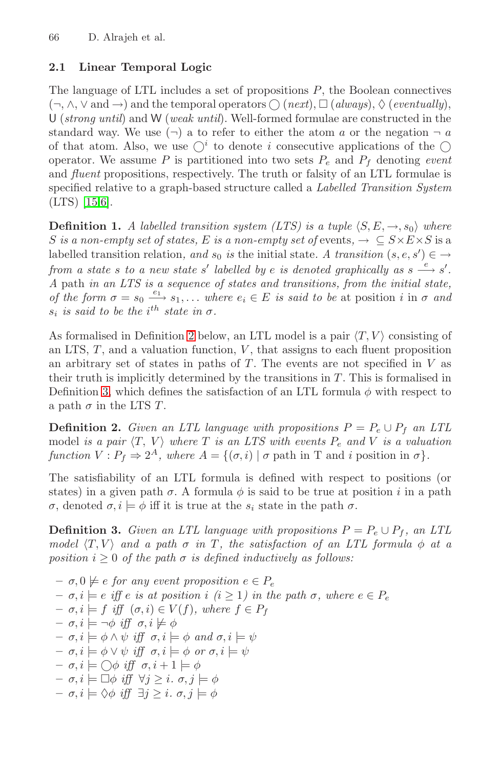### 2.1 Linear Temporal Logic

The language of LTL includes a set of propositions $P$, the Boolean connectives ($\neg$, $\wedge$, $\vee$ and $\rightarrow$) and the temporal operators $\bigcirc$ (*next*), $\Box$ (*always*), $\Diamond$ (*eventually*), $\mathsf{U}$ (*strong until*) and $\mathsf{W}$ (*weak until*). Well-formed formulae are constructed in the standard way. We use $(\neg)$ a to refer to either the atom $a$ or the negation $\neg\ a$ of that atom. Also, we use $\bigcirc^i$ to denote $i$ consecutive applications of the $\bigcirc$ operator. We assume $P$ is partitioned into two sets $P_e$ and $P_f$ denoting *event* and *fluent* propositions, respectively. The truth or falsity of an LTL formulae is specified relative to a graph-based structure called a *Labelled Transition System* (LTS) [15,6].

**Definition 1.** *A labelled transition system (LTS) is a tuple $\langle S, E, \rightarrow, s_0 \rangle$ where $S$ is a non-empty set of states, $E$ is a non-empty set of* events, $\rightarrow\ \subseteq S \times E \times S$ is a labelled transition relation, *and $s_0$ is* the initial state. *A* transition $(s, e, s') \in \rightarrow$ *from a state $s$ to a new state $s'$ labelled by $e$ is denoted graphically as $s \xrightarrow{e} s'$. A* path *in an LTS is a sequence of states and transitions, from the initial state, of the form $\sigma = s_0 \xrightarrow{e_1} s_1, \ldots$ where $e_i \in E$ is said to be* at position $i$ in $\sigma$ *and $s_i$ is said to be the $i^{th}$ state in $\sigma$.*

As formalised in Definition 2 below, an LTL model is a pair $\langle T, V \rangle$ consisting of an LTS, $T$, and a valuation function, $V$, that assigns to each fluent proposition an arbitrary set of states in paths of $T$. The events are not specified in $V$ as their truth is implicitly determined by the transitions in $T$. This is formalised in Definition 3, which defines the satisfaction of an LTL formula $\phi$ with respect to a path $\sigma$ in the LTS $T$.

**Definition 2.** *Given an LTL language with propositions $P = P_e \cup P_f$ an LTL* model *is a pair $\langle T, V \rangle$ where $T$ is an LTS with events $P_e$ and $V$ is a valuation function $V : P_f \Rightarrow 2^A$, where $A = \{(\sigma, i) \mid \sigma$ path in T and $i$ position in $\sigma\}$.*

The satisfiability of an LTL formula is defined with respect to positions (or states) in a given path $\sigma$. A formula $\phi$ is said to be true at position $i$ in a path $\sigma$, denoted $\sigma, i \models \phi$ iff it is true at the $s_i$ state in the path $\sigma$.

**Definition 3.** *Given an LTL language with propositions $P = P_e \cup P_f$, an LTL model $\langle T, V \rangle$ and a path $\sigma$ in $T$, the satisfaction of an LTL formula $\phi$ at a position $i \geq 0$ of the path $\sigma$ is defined inductively as follows:*

- $\sigma, 0 \not\models e$ *for any event proposition* $e \in P_e$
- $\sigma, i \models e$ *iff $e$ is at position $i$ ($i \geq 1$) in the path $\sigma$, where* $e \in P_e$
- $\sigma, i \models f$ *iff* $(\sigma, i) \in V(f)$, *where* $f \in P_f$
- $\sigma, i \models \neg\phi$ *iff* $\sigma, i \not\models \phi$
- $\sigma, i \models \phi \wedge \psi$ *iff* $\sigma, i \models \phi$ *and* $\sigma, i \models \psi$
- $\sigma, i \models \phi \vee \psi$ *iff* $\sigma, i \models \phi$ *or* $\sigma, i \models \psi$
- $\sigma, i \models \bigcirc\phi$ *iff* $\sigma, i + 1 \models \phi$
- $\sigma, i \models \Box\phi$ *iff* $\forall j \geq i.\ \sigma, j \models \phi$
- $\sigma, i \models \Diamond\phi$ *iff* $\exists j \geq i.\ \sigma, j \models \phi$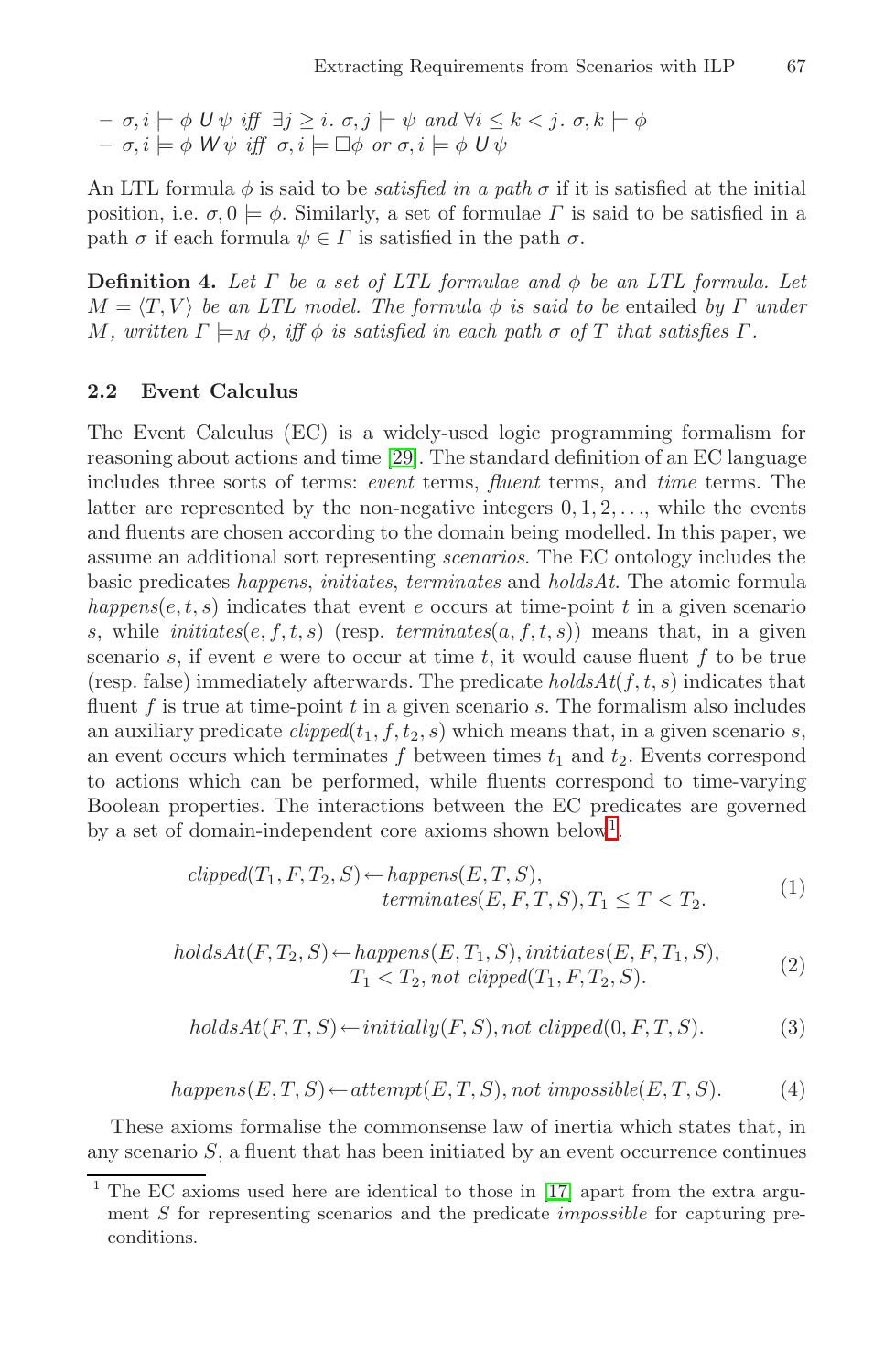- $\sigma, i \models \phi \,\mathsf{U}\, \psi$ *iff* $\exists j \geq i.\ \sigma, j \models \psi$ *and* $\forall i \leq k < j.\ \sigma, k \models \phi$
- $\sigma, i \models \phi \,\mathsf{W}\, \psi$ *iff* $\sigma, i \models \Box\phi$ *or* $\sigma, i \models \phi \,\mathsf{U}\, \psi$

An LTL formula $\phi$ is said to be *satisfied in a path* $\sigma$ if it is satisfied at the initial position, i.e. $\sigma, 0 \models \phi$. Similarly, a set of formulae $\Gamma$ is said to be satisfied in a path $\sigma$ if each formula $\psi \in \Gamma$ is satisfied in the path $\sigma$.

**Definition 4.** *Let $\Gamma$ be a set of LTL formulae and $\phi$ be an LTL formula. Let $M = \langle T, V \rangle$ be an LTL model. The formula $\phi$ is said to be* entailed *by $\Gamma$ under $M$, written $\Gamma \models_M \phi$, iff $\phi$ is satisfied in each path $\sigma$ of $T$ that satisfies $\Gamma$.*

### 2.2 Event Calculus

The Event Calculus (EC) is a widely-used logic programming formalism for reasoning about actions and time [29]. The standard definition of an EC language includes three sorts of terms: *event* terms, *fluent* terms, and *time* terms. The latter are represented by the non-negative integers $0, 1, 2, \ldots$, while the events and fluents are chosen according to the domain being modelled. In this paper, we assume an additional sort representing *scenarios*. The EC ontology includes the basic predicates *happens*, *initiates*, *terminates* and *holdsAt*. The atomic formula $happens(e, t, s)$ indicates that event $e$ occurs at time-point $t$ in a given scenario $s$, while $initiates(e, f, t, s)$ (resp. $terminates(a, f, t, s)$) means that, in a given scenario $s$, if event $e$ were to occur at time $t$, it would cause fluent $f$ to be true (resp. false) immediately afterwards. The predicate $holdsAt(f, t, s)$ indicates that fluent $f$ is true at time-point $t$ in a given scenario $s$. The formalism also includes an auxiliary predicate $clipped(t_1, f, t_2, s)$ which means that, in a given scenario $s$, an event occurs which terminates $f$ between times $t_1$ and $t_2$. Events correspond to actions which can be performed, while fluents correspond to time-varying Boolean properties. The interactions between the EC predicates are governed by a set of domain-independent core axioms shown below[1].

$$clipped(T_1, F, T_2, S) \leftarrow happens(E, T, S),\ terminates(E, F, T, S), T_1 \leq T < T_2. \tag{1}$$

$$holdsAt(F, T_2, S) \leftarrow happens(E, T_1, S), initiates(E, F, T_1, S),\ T_1 < T_2, not\ clipped(T_1, F, T_2, S). \tag{2}$$

$$holdsAt(F, T, S) \leftarrow initially(F, S), not\ clipped(0, F, T, S). \tag{3}$$

$$happens(E, T, S) \leftarrow attempt(E, T, S), not\ impossible(E, T, S). \tag{4}$$

These axioms formalise the commonsense law of inertia which states that, in any scenario $S$, a fluent that has been initiated by an event occurrence continues

[1] The EC axioms used here are identical to those in [17] apart from the extra argument $S$ for representing scenarios and the predicate *impossible* for capturing preconditions.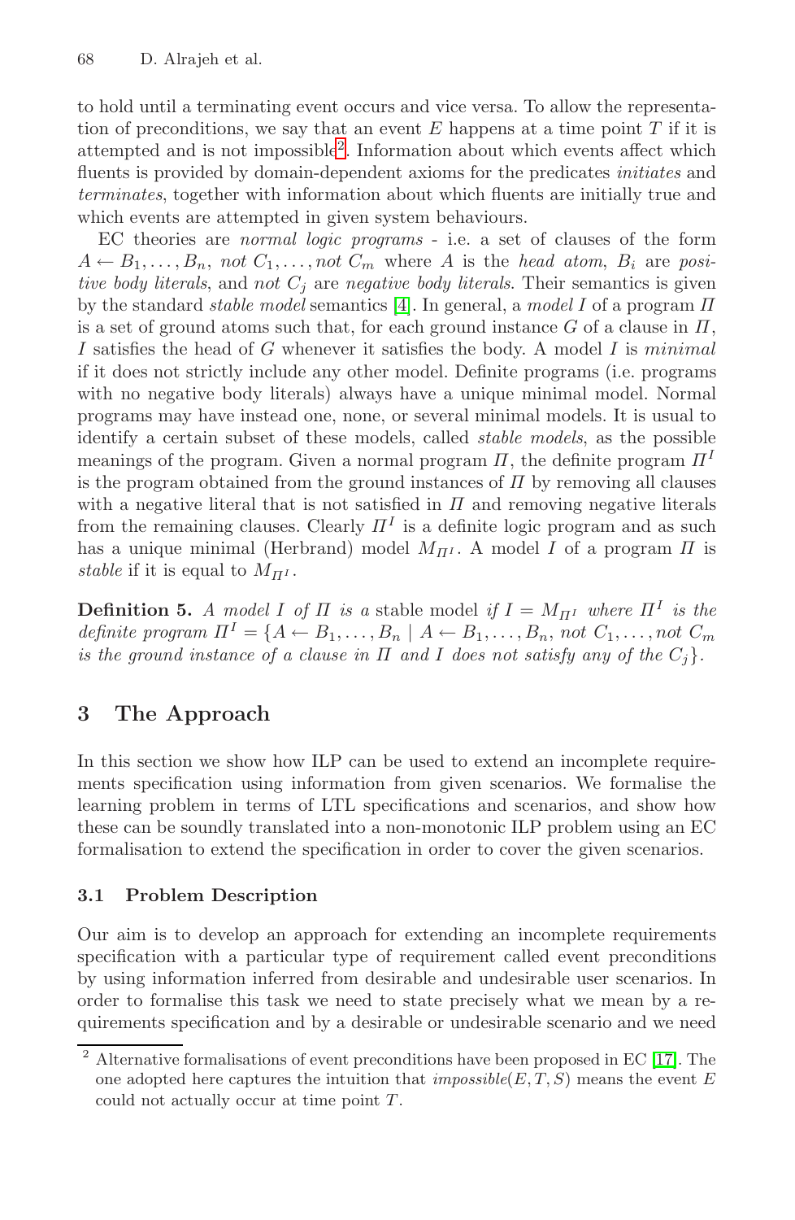to hold until a terminating event occurs and vice versa. To allow the representation of preconditions, we say that an event $E$ happens at a time point $T$ if it is attempted and is not impossible[2]. Information about which events affect which fluents is provided by domain-dependent axioms for the predicates *initiates* and *terminates*, together with information about which fluents are initially true and which events are attempted in given system behaviours.

EC theories are *normal logic programs* - i.e. a set of clauses of the form $A \leftarrow B_1, \ldots, B_n,$ *not* $C_1, \ldots,$ *not* $C_m$ where $A$ is the *head atom*, $B_i$ are *positive body literals*, and *not* $C_j$ are *negative body literals*. Their semantics is given by the standard *stable model* semantics [4]. In general, a *model* $I$ of a program $\Pi$ is a set of ground atoms such that, for each ground instance $G$ of a clause in $\Pi$, $I$ satisfies the head of $G$ whenever it satisfies the body. A model $I$ is *minimal* if it does not strictly include any other model. Definite programs (i.e. programs with no negative body literals) always have a unique minimal model. Normal programs may have instead one, none, or several minimal models. It is usual to identify a certain subset of these models, called *stable models*, as the possible meanings of the program. Given a normal program $\Pi$, the definite program $\Pi^I$ is the program obtained from the ground instances of $\Pi$ by removing all clauses with a negative literal that is not satisfied in $\Pi$ and removing negative literals from the remaining clauses. Clearly $\Pi^I$ is a definite logic program and as such has a unique minimal (Herbrand) model $M_{\Pi^I}$. A model $I$ of a program $\Pi$ is *stable* if it is equal to $M_{\Pi^I}$.

**Definition 5.** *A model $I$ of $\Pi$ is a* stable model *if $I = M_{\Pi^I}$ where $\Pi^I$ is the definite program $\Pi^I = \{A \leftarrow B_1, \ldots, B_n \mid A \leftarrow B_1, \ldots, B_n,$ not $C_1, \ldots,$ not $C_m$ is the ground instance of a clause in $\Pi$ and $I$ does not satisfy any of the $C_j\}$.*

## 3 The Approach

In this section we show how ILP can be used to extend an incomplete requirements specification using information from given scenarios. We formalise the learning problem in terms of LTL specifications and scenarios, and show how these can be soundly translated into a non-monotonic ILP problem using an EC formalisation to extend the specification in order to cover the given scenarios.

### 3.1 Problem Description

Our aim is to develop an approach for extending an incomplete requirements specification with a particular type of requirement called event preconditions by using information inferred from desirable and undesirable user scenarios. In order to formalise this task we need to state precisely what we mean by a requirements specification and by a desirable or undesirable scenario and we need

[2] Alternative formalisations of event preconditions have been proposed in EC [17]. The one adopted here captures the intuition that *impossible*$(E, T, S)$ means the event $E$ could not actually occur at time point $T$.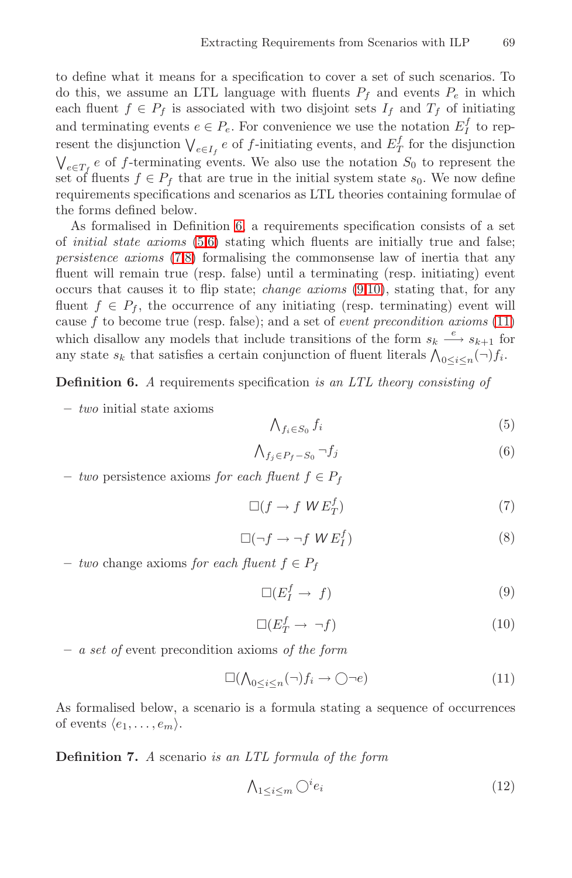to define what it means for a specification to cover a set of such scenarios. To do this, we assume an LTL language with fluents $P_f$ and events $P_e$ in which each fluent $f \in P_f$ is associated with two disjoint sets $I_f$ and $T_f$ of initiating and terminating events $e \in P_e$. For convenience we use the notation $E_I^f$ to represent the disjunction $\bigvee_{e \in I_f} e$ of $f$-initiating events, and $E_T^f$ for the disjunction $\bigvee_{e \in T_f} e$ of $f$-terminating events. We also use the notation $S_0$ to represent the set of fluents $f \in P_f$ that are true in the initial system state $s_0$. We now define requirements specifications and scenarios as LTL theories containing formulae of the forms defined below.

As formalised in Definition 6, a requirements specification consists of a set of *initial state axioms* (5,6) stating which fluents are initially true and false; *persistence axioms* (7,8) formalising the commonsense law of inertia that any fluent will remain true (resp. false) until a terminating (resp. initiating) event occurs that causes it to flip state; *change axioms* (9,10), stating that, for any fluent $f \in P_f$, the occurrence of any initiating (resp. terminating) event will cause $f$ to become true (resp. false); and a set of *event precondition axioms* (11) which disallow any models that include transitions of the form $s_k \xrightarrow{e} s_{k+1}$ for any state $s_k$ that satisfies a certain conjunction of fluent literals $\bigwedge_{0 \leq i \leq n} (\neg) f_i$.

**Definition 6.** *A* requirements specification *is an LTL theory consisting of*

- *two* initial state axioms

$$\bigwedge_{f_i \in S_0} f_i \tag{5}$$

$$\bigwedge_{f_j \in P_f - S_0} \neg f_j \tag{6}$$

- *two* persistence axioms *for each fluent* $f \in P_f$

$$\Box(f \rightarrow f \ \mathsf{W} \ E_T^f) \tag{7}$$

$$\Box(\neg f \rightarrow \neg f \ \mathsf{W} \ E_I^f) \tag{8}$$

- *two* change axioms *for each fluent* $f \in P_f$

$$\Box(E_I^f \rightarrow f) \tag{9}$$

$$\Box(E_T^f \rightarrow \neg f) \tag{10}$$

- *a set of* event precondition axioms *of the form*

$$\Box(\bigwedge_{0 \leq i \leq n} (\neg) f_i \rightarrow \bigcirc \neg e) \tag{11}$$

As formalised below, a scenario is a formula stating a sequence of occurrences of events $\langle e_1, \ldots, e_m \rangle$.

**Definition 7.** *A* scenario *is an LTL formula of the form*

$$\bigwedge_{1 \leq i \leq m} \bigcirc^i e_i \tag{12}$$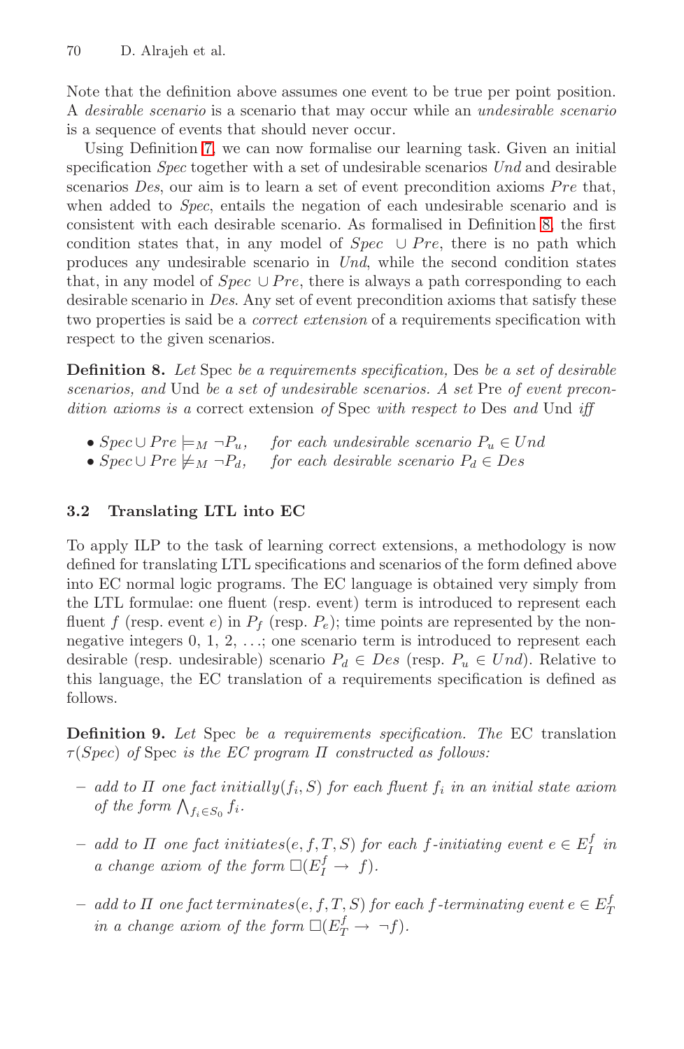Note that the definition above assumes one event to be true per point position. A *desirable scenario* is a scenario that may occur while an *undesirable scenario* is a sequence of events that should never occur.

Using Definition 7, we can now formalise our learning task. Given an initial specification *Spec* together with a set of undesirable scenarios *Und* and desirable scenarios *Des*, our aim is to learn a set of event precondition axioms *Pre* that, when added to *Spec*, entails the negation of each undesirable scenario and is consistent with each desirable scenario. As formalised in Definition 8, the first condition states that, in any model of *Spec* $\cup$ *Pre*, there is no path which produces any undesirable scenario in *Und*, while the second condition states that, in any model of *Spec* $\cup$ *Pre*, there is always a path corresponding to each desirable scenario in *Des*. Any set of event precondition axioms that satisfy these two properties is said be a *correct extension* of a requirements specification with respect to the given scenarios.

**Definition 8.** *Let* Spec *be a requirements specification,* Des *be a set of desirable scenarios, and* Und *be a set of undesirable scenarios. A set* Pre *of event precondition axioms is a* correct extension *of* Spec *with respect to* Des *and* Und *iff*

- $Spec \cup Pre \models_M \neg P_u$, *for each undesirable scenario* $P_u \in Und$
- $Spec \cup Pre \not\models_M \neg P_d$, *for each desirable scenario* $P_d \in Des$

### 3.2 Translating LTL into EC

To apply ILP to the task of learning correct extensions, a methodology is now defined for translating LTL specifications and scenarios of the form defined above into EC normal logic programs. The EC language is obtained very simply from the LTL formulae: one fluent (resp. event) term is introduced to represent each fluent $f$ (resp. event $e$) in $P_f$ (resp. $P_e$); time points are represented by the non-negative integers 0, 1, 2, ...; one scenario term is introduced to represent each desirable (resp. undesirable) scenario $P_d \in Des$ (resp. $P_u \in Und$). Relative to this language, the EC translation of a requirements specification is defined as follows.

**Definition 9.** *Let* Spec *be a requirements specification. The* EC translation $\tau(Spec)$ *of* Spec *is the EC program* $\Pi$ *constructed as follows:*

- *add to* $\Pi$ *one fact* $initially(f_i, S)$ *for each fluent* $f_i$ *in an initial state axiom of the form* $\bigwedge_{f_i \in S_0} f_i$.
- *add to* $\Pi$ *one fact* $initiates(e, f, T, S)$ *for each* $f$*-initiating event* $e \in E_I^f$ *in a change axiom of the form* $\Box(E_I^f \rightarrow f)$.
- *add to* $\Pi$ *one fact* $terminates(e, f, T, S)$ *for each* $f$*-terminating event* $e \in E_T^f$ *in a change axiom of the form* $\Box(E_T^f \rightarrow \neg f)$.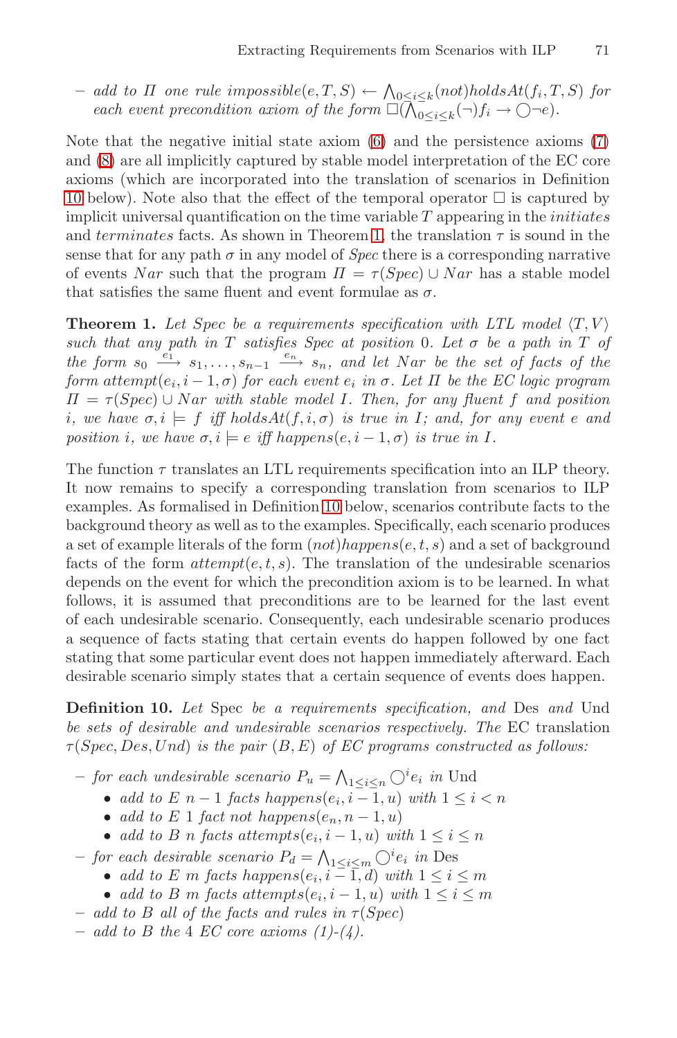– *add to* $\Pi$ *one rule* $impossible(e,T,S) \leftarrow \bigwedge_{0 \le i \le k} (not) holdsAt(f_i,T,S)$ *for each event precondition axiom of the form* $\Box(\bigwedge_{0 \le i \le k} (\neg) f_i \rightarrow \bigcirc \neg e)$.

Note that the negative initial state axiom (6) and the persistence axioms (7) and (8) are all implicitly captured by stable model interpretation of the EC core axioms (which are incorporated into the translation of scenarios in Definition 10 below). Note also that the effect of the temporal operator $\Box$ is captured by implicit universal quantification on the time variable $T$ appearing in the *initiates* and *terminates* facts. As shown in Theorem 1, the translation $\tau$ is sound in the sense that for any path $\sigma$ in any model of *Spec* there is a corresponding narrative of events *Nar* such that the program $\Pi = \tau(Spec) \cup Nar$ has a stable model that satisfies the same fluent and event formulae as $\sigma$.

**Theorem 1.** *Let Spec be a requirements specification with LTL model* $\langle T, V \rangle$ *such that any path in* $T$ *satisfies Spec at position* 0*. Let* $\sigma$ *be a path in* $T$ *of the form* $s_0 \xrightarrow{e_1} s_1, \ldots, s_{n-1} \xrightarrow{e_n} s_n$*, and let Nar be the set of facts of the form* $attempt(e_i, i-1, \sigma)$ *for each event* $e_i$ *in* $\sigma$*. Let* $\Pi$ *be the EC logic program* $\Pi = \tau(Spec) \cup Nar$ *with stable model* $I$*. Then, for any fluent* $f$ *and position* $i$*, we have* $\sigma, i \models f$ *iff* $holdsAt(f, i, \sigma)$ *is true in* $I$*; and, for any event* $e$ *and position* $i$*, we have* $\sigma, i \models e$ *iff* $happens(e, i-1, \sigma)$ *is true in* $I$*.*

The function $\tau$ translates an LTL requirements specification into an ILP theory. It now remains to specify a corresponding translation from scenarios to ILP examples. As formalised in Definition 10 below, scenarios contribute facts to the background theory as well as to the examples. Specifically, each scenario produces a set of example literals of the form $(not)happens(e,t,s)$ and a set of background facts of the form $attempt(e,t,s)$. The translation of the undesirable scenarios depends on the event for which the precondition axiom is to be learned. In what follows, it is assumed that preconditions are to be learned for the last event of each undesirable scenario. Consequently, each undesirable scenario produces a sequence of facts stating that certain events do happen followed by one fact stating that some particular event does not happen immediately afterward. Each desirable scenario simply states that a certain sequence of events does happen.

**Definition 10.** *Let* Spec *be a requirements specification, and* Des *and* Und *be sets of desirable and undesirable scenarios respectively. The* EC *translation* $\tau(Spec, Des, Und)$ *is the pair* $(B, E)$ *of EC programs constructed as follows:*

- *for each undesirable scenario* $P_u = \bigwedge_{1 \le i \le n} \bigcirc^i e_i$ *in* Und
  - *add to* $E$ $n-1$ *facts* $happens(e_i, i-1, u)$ *with* $1 \le i < n$
  - *add to* $E$ 1 *fact* $not\ happens(e_n, n-1, u)$
  - *add to* $B$ $n$ *facts* $attempts(e_i, i-1, u)$ *with* $1 \le i \le n$
- *for each desirable scenario* $P_d = \bigwedge_{1 \le i \le m} \bigcirc^i e_i$ *in* Des
  - *add to* $E$ $m$ *facts* $happens(e_i, i-1, d)$ *with* $1 \le i \le m$
  - *add to* $B$ $m$ *facts* $attempts(e_i, i-1, u)$ *with* $1 \le i \le m$
- *add to* $B$ *all of the facts and rules in* $\tau(Spec)$
- *add to* $B$ *the 4 EC core axioms (1)-(4).*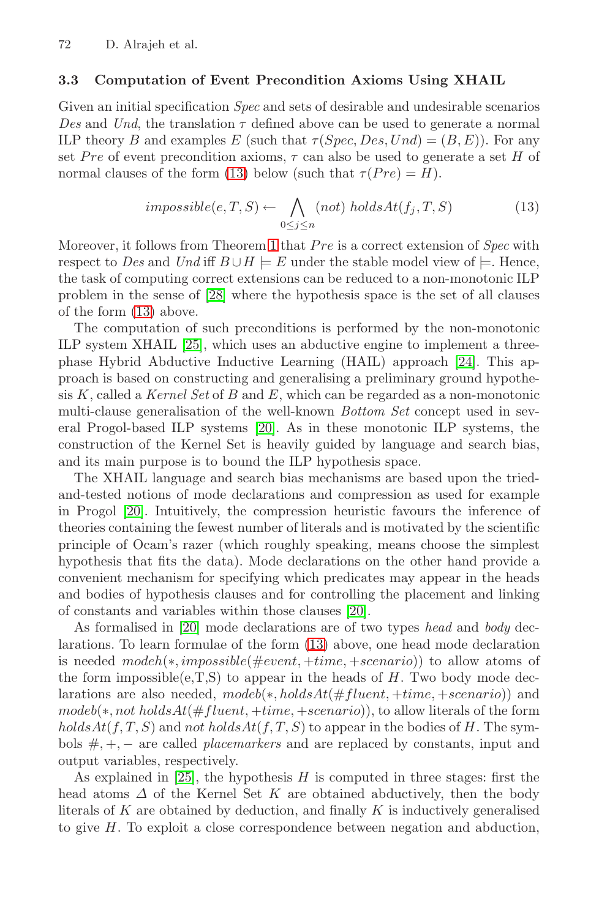### 3.3 Computation of Event Precondition Axioms Using XHAIL

Given an initial specification *Spec* and sets of desirable and undesirable scenarios *Des* and *Und*, the translation $\tau$ defined above can be used to generate a normal ILP theory $B$ and examples $E$ (such that $\tau(Spec, Des, Und) = (B, E)$). For any set *Pre* of event precondition axioms, $\tau$ can also be used to generate a set $H$ of normal clauses of the form (13) below (such that $\tau(Pre) = H$).

$$impossible(e, T, S) \leftarrow \bigwedge_{0 \leq j \leq n} (not)\ holdsAt(f_j, T, S) \tag{13}$$

Moreover, it follows from Theorem 1 that *Pre* is a correct extension of *Spec* with respect to *Des* and *Und* iff $B \cup H \models E$ under the stable model view of $\models$. Hence, the task of computing correct extensions can be reduced to a non-monotonic ILP problem in the sense of [28] where the hypothesis space is the set of all clauses of the form (13) above.

The computation of such preconditions is performed by the non-monotonic ILP system XHAIL [25], which uses an abductive engine to implement a three-phase Hybrid Abductive Inductive Learning (HAIL) approach [24]. This approach is based on constructing and generalising a preliminary ground hypothesis $K$, called a *Kernel Set* of $B$ and $E$, which can be regarded as a non-monotonic multi-clause generalisation of the well-known *Bottom Set* concept used in several Progol-based ILP systems [20]. As in these monotonic ILP systems, the construction of the Kernel Set is heavily guided by language and search bias, and its main purpose is to bound the ILP hypothesis space.

The XHAIL language and search bias mechanisms are based upon the tried-and-tested notions of mode declarations and compression as used for example in Progol [20]. Intuitively, the compression heuristic favours the inference of theories containing the fewest number of literals and is motivated by the scientific principle of Ocam's razer (which roughly speaking, means choose the simplest hypothesis that fits the data). Mode declarations on the other hand provide a convenient mechanism for specifying which predicates may appear in the heads and bodies of hypothesis clauses and for controlling the placement and linking of constants and variables within those clauses [20].

As formalised in [20] mode declarations are of two types *head* and *body* declarations. To learn formulae of the form (13) above, one head mode declaration is needed $modeh(*, impossible(\#event, +time, +scenario))$ to allow atoms of the form impossible(e,T,S) to appear in the heads of $H$. Two body mode declarations are also needed, $modeb(*, holdsAt(\#fluent, +time, +scenario))$ and $modeb(*, not\ holdsAt(\#fluent, +time, +scenario))$, to allow literals of the form $holdsAt(f, T, S)$ and $not\ holdsAt(f, T, S)$ to appear in the bodies of $H$. The symbols $\#, +, -$ are called *placemarkers* and are replaced by constants, input and output variables, respectively.

As explained in [25], the hypothesis $H$ is computed in three stages: first the head atoms $\Delta$ of the Kernel Set $K$ are obtained abductively, then the body literals of $K$ are obtained by deduction, and finally $K$ is inductively generalised to give $H$. To exploit a close correspondence between negation and abduction,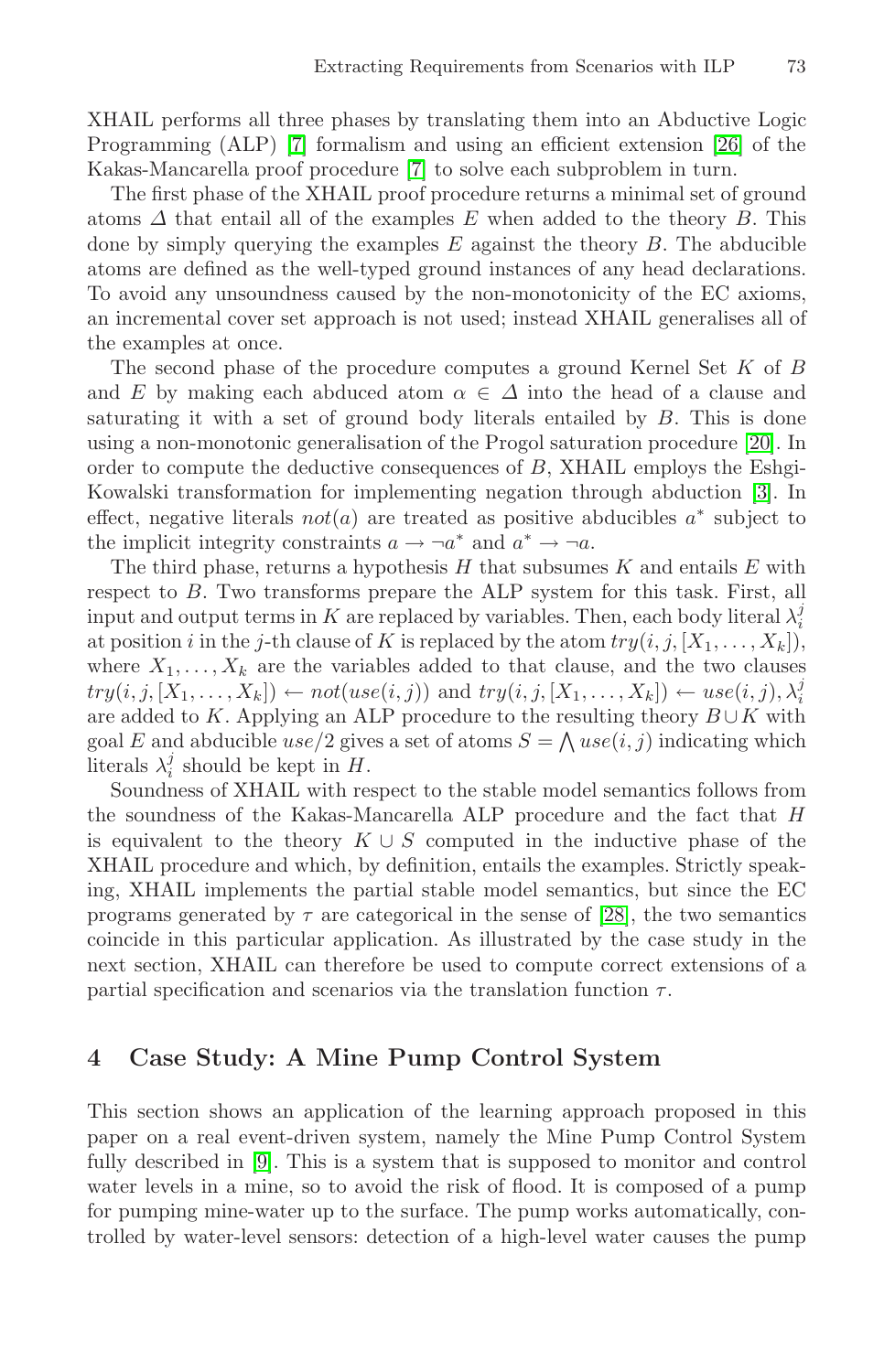XHAIL performs all three phases by translating them into an Abductive Logic Programming (ALP) [7] formalism and using an efficient extension [26] of the Kakas-Mancarella proof procedure [7] to solve each subproblem in turn.

The first phase of the XHAIL proof procedure returns a minimal set of ground atoms $\Delta$ that entail all of the examples $E$ when added to the theory $B$. This done by simply querying the examples $E$ against the theory $B$. The abducible atoms are defined as the well-typed ground instances of any head declarations. To avoid any unsoundness caused by the non-monotonicity of the EC axioms, an incremental cover set approach is not used; instead XHAIL generalises all of the examples at once.

The second phase of the procedure computes a ground Kernel Set $K$ of $B$ and $E$ by making each abduced atom $\alpha \in \Delta$ into the head of a clause and saturating it with a set of ground body literals entailed by $B$. This is done using a non-monotonic generalisation of the Progol saturation procedure [20]. In order to compute the deductive consequences of $B$, XHAIL employs the Eshgi-Kowalski transformation for implementing negation through abduction [3]. In effect, negative literals $not(a)$ are treated as positive abducibles $a^*$ subject to the implicit integrity constraints $a \rightarrow \neg a^*$ and $a^* \rightarrow \neg a$.

The third phase, returns a hypothesis $H$ that subsumes $K$ and entails $E$ with respect to $B$. Two transforms prepare the ALP system for this task. First, all input and output terms in $K$ are replaced by variables. Then, each body literal $\lambda_i^j$ at position $i$ in the $j$-th clause of $K$ is replaced by the atom $try(i, j, [X_1, \ldots, X_k])$, where $X_1, \ldots, X_k$ are the variables added to that clause, and the two clauses $try(i, j, [X_1, \ldots, X_k]) \leftarrow not(use(i, j))$ and $try(i, j, [X_1, \ldots, X_k]) \leftarrow use(i, j), \lambda_i^j$ are added to $K$. Applying an ALP procedure to the resulting theory $B \cup K$ with goal $E$ and abducible $use/2$ gives a set of atoms $S = \bigwedge use(i, j)$ indicating which literals $\lambda_i^j$ should be kept in $H$.

Soundness of XHAIL with respect to the stable model semantics follows from the soundness of the Kakas-Mancarella ALP procedure and the fact that $H$ is equivalent to the theory $K \cup S$ computed in the inductive phase of the XHAIL procedure and which, by definition, entails the examples. Strictly speaking, XHAIL implements the partial stable model semantics, but since the EC programs generated by $\tau$ are categorical in the sense of [28], the two semantics coincide in this particular application. As illustrated by the case study in the next section, XHAIL can therefore be used to compute correct extensions of a partial specification and scenarios via the translation function $\tau$.

## 4 Case Study: A Mine Pump Control System

This section shows an application of the learning approach proposed in this paper on a real event-driven system, namely the Mine Pump Control System fully described in [9]. This is a system that is supposed to monitor and control water levels in a mine, so to avoid the risk of flood. It is composed of a pump for pumping mine-water up to the surface. The pump works automatically, controlled by water-level sensors: detection of a high-level water causes the pump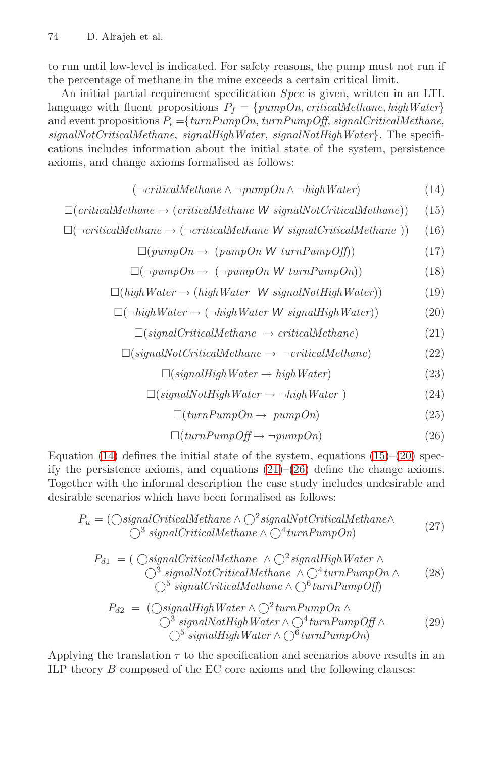to run until low-level is indicated. For safety reasons, the pump must not run if the percentage of methane in the mine exceeds a certain critical limit.

An initial partial requirement specification *Spec* is given, written in an LTL language with fluent propositions $P_f = \{pumpOn, criticalMethane, highWater\}$ and event propositions $P_e = \{turnPumpOn, turnPumpOff, signalCriticalMethane, signalNotCriticalMethane, signalHighWater, signalNotHighWater\}$. The specifications includes information about the initial state of the system, persistence axioms, and change axioms formalised as follows:

$$(\neg criticalMethane \wedge \neg pumpOn \wedge \neg highWater) \tag{14}$$

$$\Box(criticalMethane \rightarrow (criticalMethane \; \mathsf{W} \; signalNotCriticalMethane)) \tag{15}$$

$$\Box(\neg criticalMethane \rightarrow (\neg criticalMethane \; \mathsf{W} \; signalCriticalMethane)) \tag{16}$$

$$\Box(pumpOn \rightarrow (pumpOn \; \mathsf{W} \; turnPumpOff)) \tag{17}$$

$$\Box(\neg pumpOn \rightarrow (\neg pumpOn \; \mathsf{W} \; turnPumpOn)) \tag{18}$$

$$\Box(highWater \rightarrow (highWater \; \mathsf{W} \; signalNotHighWater)) \tag{19}$$

$$\Box(\neg highWater \rightarrow (\neg highWater \; \mathsf{W} \; signalHighWater)) \tag{20}$$

$$\Box(signalCriticalMethane \rightarrow criticalMethane) \tag{21}$$

$$\Box(signalNotCriticalMethane \rightarrow \neg criticalMethane) \tag{22}$$

$$\Box(signalHighWater \rightarrow highWater) \tag{23}$$

$$\Box(signalNotHighWater \rightarrow \neg highWater) \tag{24}$$

$$\Box(turnPumpOn \rightarrow pumpOn) \tag{25}$$

$$\Box(turnPumpOff \rightarrow \neg pumpOn) \tag{26}$$

Equation (14) defines the initial state of the system, equations (15)–(20) specify the persistence axioms, and equations (21)–(26) define the change axioms. Together with the informal description the case study includes undesirable and desirable scenarios which have been formalised as follows:

$$P_u = (\bigcirc signalCriticalMethane \wedge \bigcirc^2 signalNotCriticalMethane \wedge \bigcirc^3 signalCriticalMethane \wedge \bigcirc^4 turnPumpOn) \tag{27}$$

$$P_{d1} = (\bigcirc signalCriticalMethane \wedge \bigcirc^2 signalHighWater \wedge \bigcirc^3 signalNotCriticalMethane \wedge \bigcirc^4 turnPumpOn \wedge \bigcirc^5 signalCriticalMethane \wedge \bigcirc^6 turnPumpOff) \tag{28}$$

$$P_{d2} = (\bigcirc signalHighWater \wedge \bigcirc^2 turnPumpOn \wedge \bigcirc^3 signalNotHighWater \wedge \bigcirc^4 turnPumpOff \wedge \bigcirc^5 signalHighWater \wedge \bigcirc^6 turnPumpOn) \tag{29}$$

Applying the translation $\tau$ to the specification and scenarios above results in an ILP theory $B$ composed of the EC core axioms and the following clauses: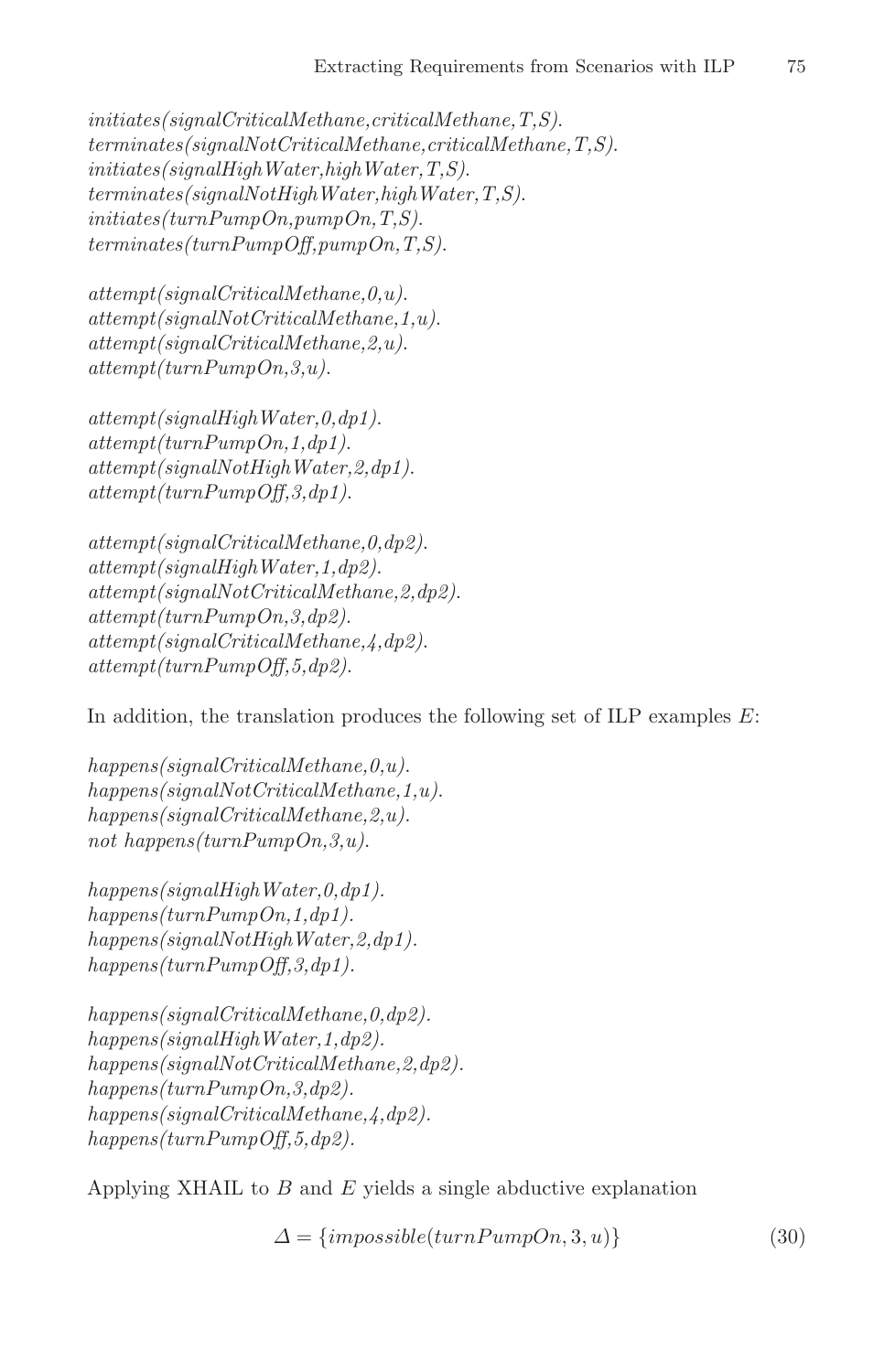*initiates(signalCriticalMethane,criticalMethane,T,S).*
*terminates(signalNotCriticalMethane,criticalMethane,T,S).*
*initiates(signalHighWater,highWater,T,S).*
*terminates(signalNotHighWater,highWater,T,S).*
*initiates(turnPumpOn,pumpOn,T,S).*
*terminates(turnPumpOff,pumpOn,T,S).*

*attempt(signalCriticalMethane,0,u).*
*attempt(signalNotCriticalMethane,1,u).*
*attempt(signalCriticalMethane,2,u).*
*attempt(turnPumpOn,3,u).*

*attempt(signalHighWater,0,dp1).*
*attempt(turnPumpOn,1,dp1).*
*attempt(signalNotHighWater,2,dp1).*
*attempt(turnPumpOff,3,dp1).*

*attempt(signalCriticalMethane,0,dp2).*
*attempt(signalHighWater,1,dp2).*
*attempt(signalNotCriticalMethane,2,dp2).*
*attempt(turnPumpOn,3,dp2).*
*attempt(signalCriticalMethane,4,dp2).*
*attempt(turnPumpOff,5,dp2).*

In addition, the translation produces the following set of ILP examples $E$:

*happens(signalCriticalMethane,0,u).*
*happens(signalNotCriticalMethane,1,u).*
*happens(signalCriticalMethane,2,u).*
*not happens(turnPumpOn,3,u).*

*happens(signalHighWater,0,dp1).*
*happens(turnPumpOn,1,dp1).*
*happens(signalNotHighWater,2,dp1).*
*happens(turnPumpOff,3,dp1).*

*happens(signalCriticalMethane,0,dp2).*
*happens(signalHighWater,1,dp2).*
*happens(signalNotCriticalMethane,2,dp2).*
*happens(turnPumpOn,3,dp2).*
*happens(signalCriticalMethane,4,dp2).*
*happens(turnPumpOff,5,dp2).*

Applying XHAIL to $B$ and $E$ yields a single abductive explanation

$$\Delta = \{impossible(turnPumpOn, 3, u)\} \tag{30}$$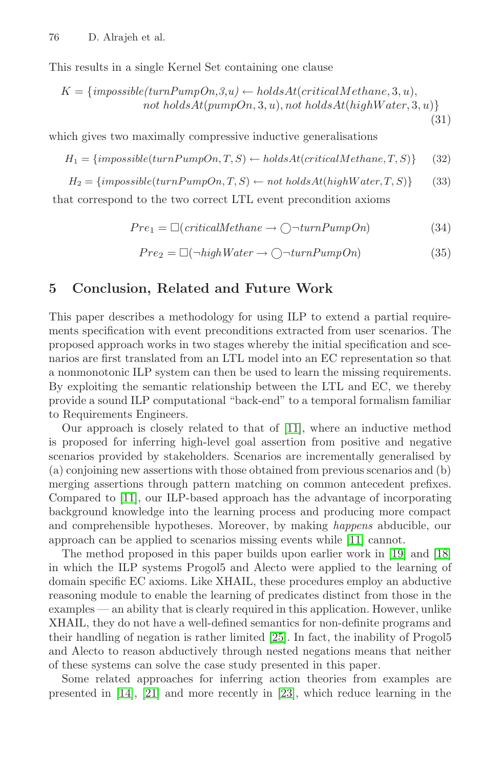This results in a single Kernel Set containing one clause

$$K = \{impossible(turnPumpOn, 3, u) \leftarrow holdsAt(criticalMethane, 3, u), \\ not\ holdsAt(pumpOn, 3, u), not\ holdsAt(highWater, 3, u)\} \tag{31}$$

which gives two maximally compressive inductive generalisations

$$H_1 = \{impossible(turnPumpOn, T, S) \leftarrow holdsAt(criticalMethane, T, S)\} \tag{32}$$

$$H_2 = \{impossible(turnPumpOn, T, S) \leftarrow not\ holdsAt(highWater, T, S)\} \tag{33}$$

that correspond to the two correct LTL event precondition axioms

$$Pre_1 = \Box(criticalMethane \rightarrow \bigcirc\neg turnPumpOn) \tag{34}$$

$$Pre_2 = \Box(\neg highWater \rightarrow \bigcirc\neg turnPumpOn) \tag{35}$$

## 5 Conclusion, Related and Future Work

This paper describes a methodology for using ILP to extend a partial requirements specification with event preconditions extracted from user scenarios. The proposed approach works in two stages whereby the initial specification and scenarios are first translated from an LTL model into an EC representation so that a nonmonotonic ILP system can then be used to learn the missing requirements. By exploiting the semantic relationship between the LTL and EC, we thereby provide a sound ILP computational "back-end" to a temporal formalism familiar to Requirements Engineers.

Our approach is closely related to that of [11], where an inductive method is proposed for inferring high-level goal assertion from positive and negative scenarios provided by stakeholders. Scenarios are incrementally generalised by (a) conjoining new assertions with those obtained from previous scenarios and (b) merging assertions through pattern matching on common antecedent prefixes. Compared to [11], our ILP-based approach has the advantage of incorporating background knowledge into the learning process and producing more compact and comprehensible hypotheses. Moreover, by making *happens* abducible, our approach can be applied to scenarios missing events while [11] cannot.

The method proposed in this paper builds upon earlier work in [19] and [18] in which the ILP systems Progol5 and Alecto were applied to the learning of domain specific EC axioms. Like XHAIL, these procedures employ an abductive reasoning module to enable the learning of predicates distinct from those in the examples — an ability that is clearly required in this application. However, unlike XHAIL, they do not have a well-defined semantics for non-definite programs and their handling of negation is rather limited [25]. In fact, the inability of Progol5 and Alecto to reason abductively through nested negations means that neither of these systems can solve the case study presented in this paper.

Some related approaches for inferring action theories from examples are presented in [14], [21] and more recently in [23], which reduce learning in the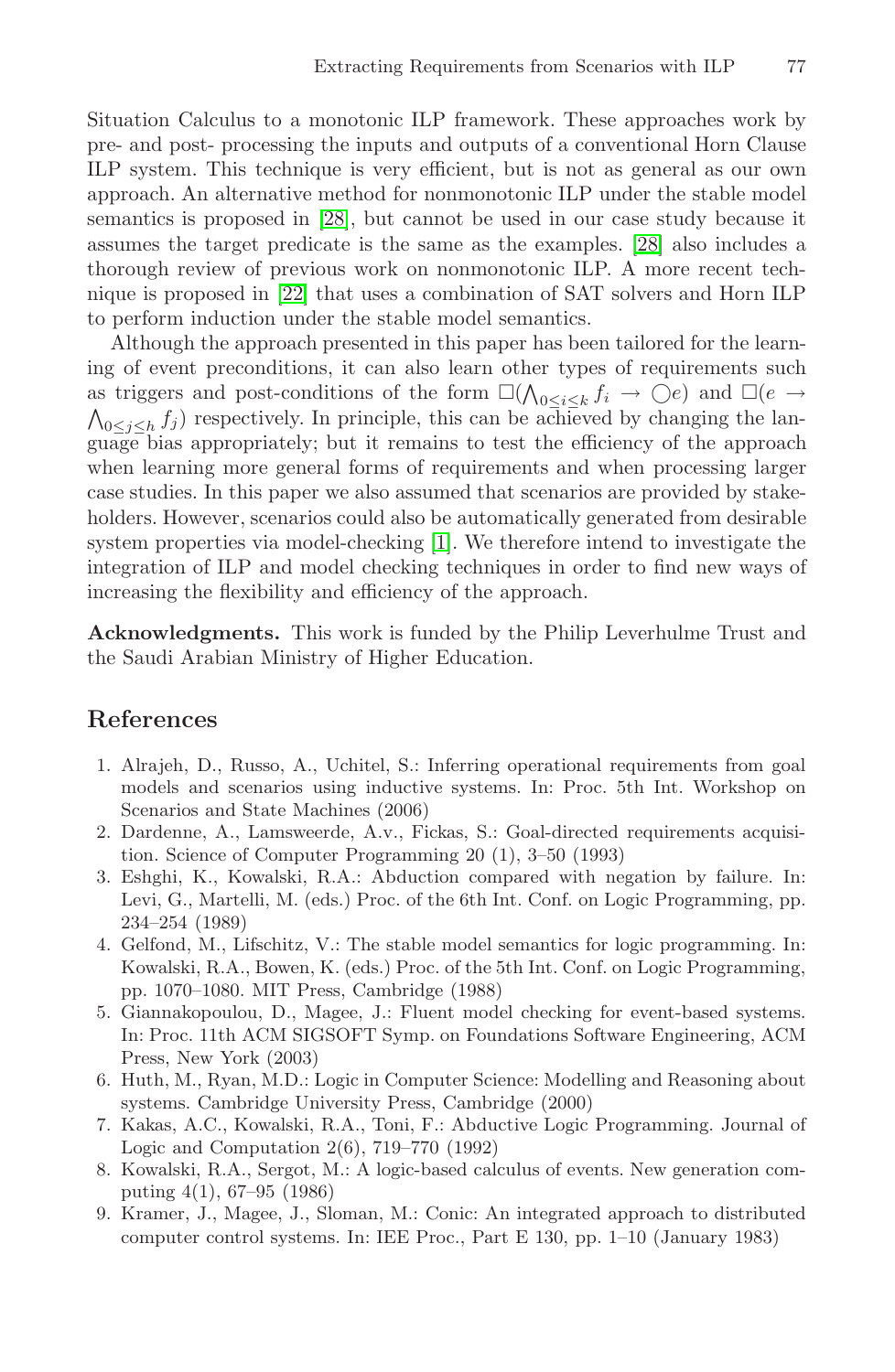Situation Calculus to a monotonic ILP framework. These approaches work by pre- and post- processing the inputs and outputs of a conventional Horn Clause ILP system. This technique is very efficient, but is not as general as our own approach. An alternative method for nonmonotonic ILP under the stable model semantics is proposed in [28], but cannot be used in our case study because it assumes the target predicate is the same as the examples. [28] also includes a thorough review of previous work on nonmonotonic ILP. A more recent technique is proposed in [22] that uses a combination of SAT solvers and Horn ILP to perform induction under the stable model semantics.

Although the approach presented in this paper has been tailored for the learning of event preconditions, it can also learn other types of requirements such as triggers and post-conditions of the form $\Box(\bigwedge_{0\leq i\leq k} f_i \rightarrow \bigcirc e)$ and $\Box(e \rightarrow \bigwedge_{0\leq j\leq h} f_j)$ respectively. In principle, this can be achieved by changing the language bias appropriately; but it remains to test the efficiency of the approach when learning more general forms of requirements and when processing larger case studies. In this paper we also assumed that scenarios are provided by stakeholders. However, scenarios could also be automatically generated from desirable system properties via model-checking [1]. We therefore intend to investigate the integration of ILP and model checking techniques in order to find new ways of increasing the flexibility and efficiency of the approach.

**Acknowledgments.** This work is funded by the Philip Leverhulme Trust and the Saudi Arabian Ministry of Higher Education.

## References

1. Alrajeh, D., Russo, A., Uchitel, S.: Inferring operational requirements from goal models and scenarios using inductive systems. In: Proc. 5th Int. Workshop on Scenarios and State Machines (2006)
2. Dardenne, A., Lamsweerde, A.v., Fickas, S.: Goal-directed requirements acquisition. Science of Computer Programming 20 (1), 3–50 (1993)
3. Eshghi, K., Kowalski, R.A.: Abduction compared with negation by failure. In: Levi, G., Martelli, M. (eds.) Proc. of the 6th Int. Conf. on Logic Programming, pp. 234–254 (1989)
4. Gelfond, M., Lifschitz, V.: The stable model semantics for logic programming. In: Kowalski, R.A., Bowen, K. (eds.) Proc. of the 5th Int. Conf. on Logic Programming, pp. 1070–1080. MIT Press, Cambridge (1988)
5. Giannakopoulou, D., Magee, J.: Fluent model checking for event-based systems. In: Proc. 11th ACM SIGSOFT Symp. on Foundations Software Engineering, ACM Press, New York (2003)
6. Huth, M., Ryan, M.D.: Logic in Computer Science: Modelling and Reasoning about systems. Cambridge University Press, Cambridge (2000)
7. Kakas, A.C., Kowalski, R.A., Toni, F.: Abductive Logic Programming. Journal of Logic and Computation 2(6), 719–770 (1992)
8. Kowalski, R.A., Sergot, M.: A logic-based calculus of events. New generation computing 4(1), 67–95 (1986)
9. Kramer, J., Magee, J., Sloman, M.: Conic: An integrated approach to distributed computer control systems. In: IEE Proc., Part E 130, pp. 1–10 (January 1983)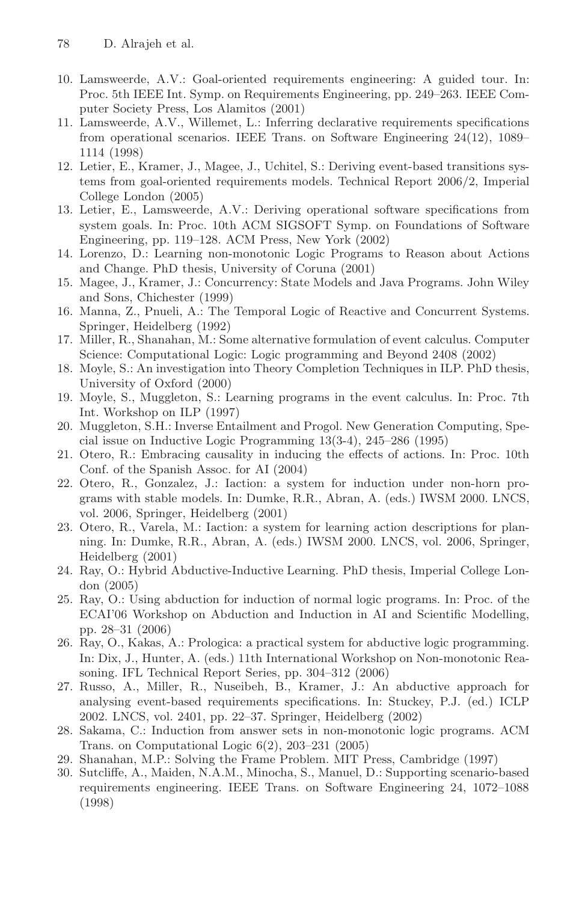10. Lamsweerde, A.V.: Goal-oriented requirements engineering: A guided tour. In: Proc. 5th IEEE Int. Symp. on Requirements Engineering, pp. 249–263. IEEE Computer Society Press, Los Alamitos (2001)
11. Lamsweerde, A.V., Willemet, L.: Inferring declarative requirements specifications from operational scenarios. IEEE Trans. on Software Engineering 24(12), 1089–1114 (1998)
12. Letier, E., Kramer, J., Magee, J., Uchitel, S.: Deriving event-based transitions systems from goal-oriented requirements models. Technical Report 2006/2, Imperial College London (2005)
13. Letier, E., Lamsweerde, A.V.: Deriving operational software specifications from system goals. In: Proc. 10th ACM SIGSOFT Symp. on Foundations of Software Engineering, pp. 119–128. ACM Press, New York (2002)
14. Lorenzo, D.: Learning non-monotonic Logic Programs to Reason about Actions and Change. PhD thesis, University of Coruna (2001)
15. Magee, J., Kramer, J.: Concurrency: State Models and Java Programs. John Wiley and Sons, Chichester (1999)
16. Manna, Z., Pnueli, A.: The Temporal Logic of Reactive and Concurrent Systems. Springer, Heidelberg (1992)
17. Miller, R., Shanahan, M.: Some alternative formulation of event calculus. Computer Science: Computational Logic: Logic programming and Beyond 2408 (2002)
18. Moyle, S.: An investigation into Theory Completion Techniques in ILP. PhD thesis, University of Oxford (2000)
19. Moyle, S., Muggleton, S.: Learning programs in the event calculus. In: Proc. 7th Int. Workshop on ILP (1997)
20. Muggleton, S.H.: Inverse Entailment and Progol. New Generation Computing, Special issue on Inductive Logic Programming 13(3-4), 245–286 (1995)
21. Otero, R.: Embracing causality in inducing the effects of actions. In: Proc. 10th Conf. of the Spanish Assoc. for AI (2004)
22. Otero, R., Gonzalez, J.: Iaction: a system for induction under non-horn programs with stable models. In: Dumke, R.R., Abran, A. (eds.) IWSM 2000. LNCS, vol. 2006, Springer, Heidelberg (2001)
23. Otero, R., Varela, M.: Iaction: a system for learning action descriptions for planning. In: Dumke, R.R., Abran, A. (eds.) IWSM 2000. LNCS, vol. 2006, Springer, Heidelberg (2001)
24. Ray, O.: Hybrid Abductive-Inductive Learning. PhD thesis, Imperial College London (2005)
25. Ray, O.: Using abduction for induction of normal logic programs. In: Proc. of the ECAI'06 Workshop on Abduction and Induction in AI and Scientific Modelling, pp. 28–31 (2006)
26. Ray, O., Kakas, A.: Prologica: a practical system for abductive logic programming. In: Dix, J., Hunter, A. (eds.) 11th International Workshop on Non-monotonic Reasoning. IFL Technical Report Series, pp. 304–312 (2006)
27. Russo, A., Miller, R., Nuseibeh, B., Kramer, J.: An abductive approach for analysing event-based requirements specifications. In: Stuckey, P.J. (ed.) ICLP 2002. LNCS, vol. 2401, pp. 22–37. Springer, Heidelberg (2002)
28. Sakama, C.: Induction from answer sets in non-monotonic logic programs. ACM Trans. on Computational Logic 6(2), 203–231 (2005)
29. Shanahan, M.P.: Solving the Frame Problem. MIT Press, Cambridge (1997)
30. Sutcliffe, A., Maiden, N.A.M., Minocha, S., Manuel, D.: Supporting scenario-based requirements engineering. IEEE Trans. on Software Engineering 24, 1072–1088 (1998)